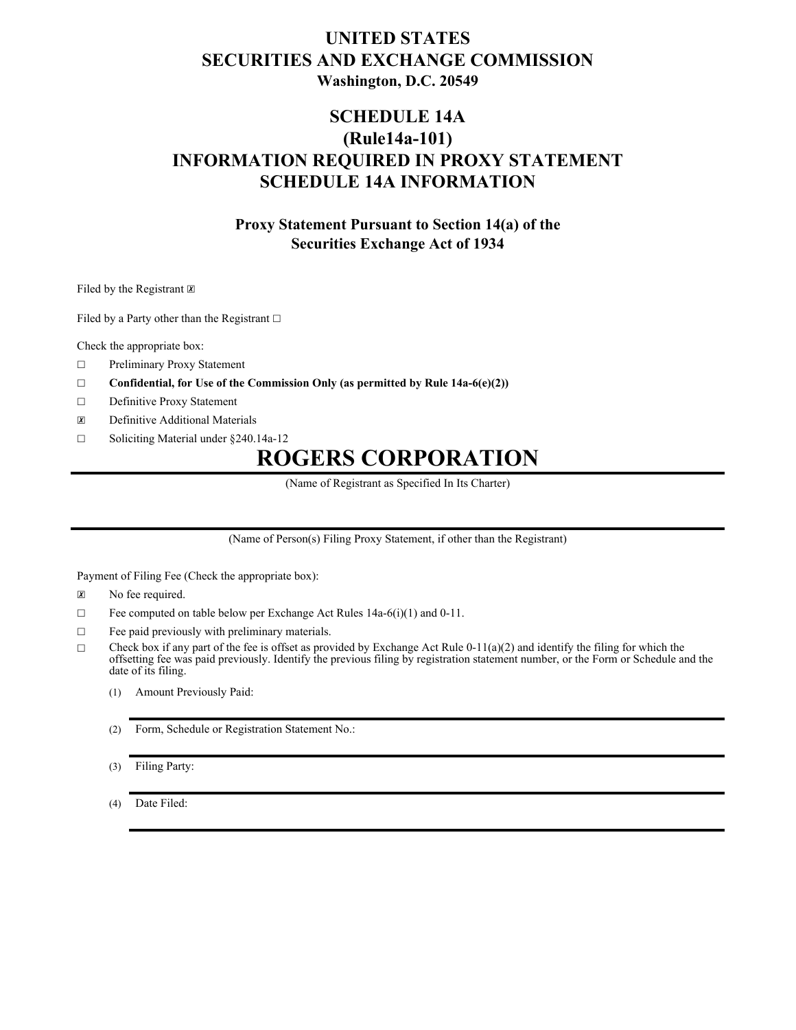# UNITED STATES
# SECURITIES AND EXCHANGE COMMISSION
**Washington, D.C. 20549**

## SCHEDULE 14A
## (Rule14a-101)
## INFORMATION REQUIRED IN PROXY STATEMENT
## SCHEDULE 14A INFORMATION

**Proxy Statement Pursuant to Section 14(a) of the Securities Exchange Act of 1934**

Filed by the Registrant ☒

Filed by a Party other than the Registrant ☐

Check the appropriate box:

☐ Preliminary Proxy Statement

☐ **Confidential, for Use of the Commission Only (as permitted by Rule 14a-6(e)(2))**

☐ Definitive Proxy Statement

☒ Definitive Additional Materials

☐ Soliciting Material under §240.14a-12

# ROGERS CORPORATION

(Name of Registrant as Specified In Its Charter)

(Name of Person(s) Filing Proxy Statement, if other than the Registrant)

Payment of Filing Fee (Check the appropriate box):

☒ No fee required.

☐ Fee computed on table below per Exchange Act Rules 14a-6(i)(1) and 0-11.

☐ Fee paid previously with preliminary materials.

☐ Check box if any part of the fee is offset as provided by Exchange Act Rule 0-11(a)(2) and identify the filing for which the offsetting fee was paid previously. Identify the previous filing by registration statement number, or the Form or Schedule and the date of its filing.

(1) Amount Previously Paid:

(2) Form, Schedule or Registration Statement No.:

(3) Filing Party:

(4) Date Filed: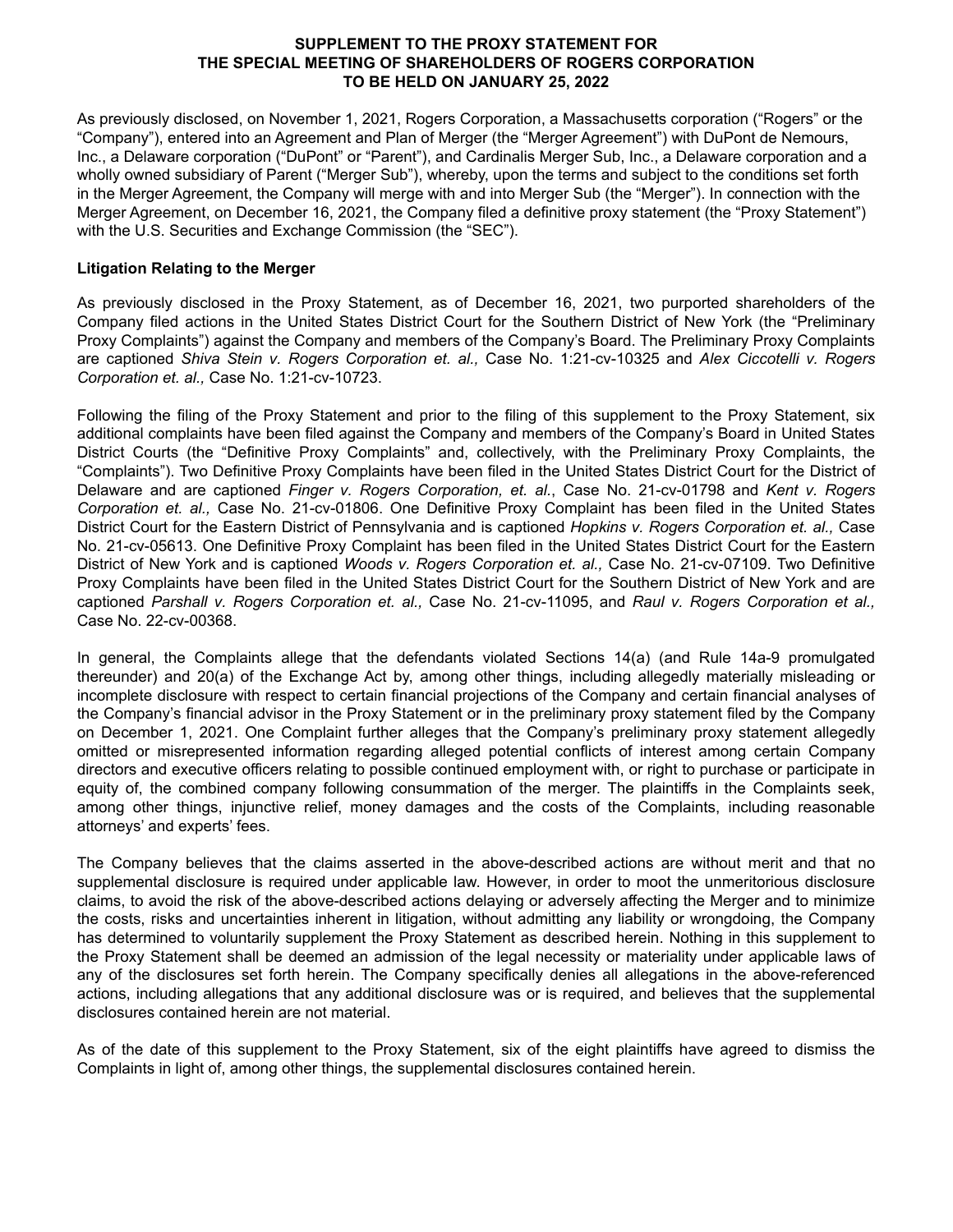**SUPPLEMENT TO THE PROXY STATEMENT FOR THE SPECIAL MEETING OF SHAREHOLDERS OF ROGERS CORPORATION TO BE HELD ON JANUARY 25, 2022**

As previously disclosed, on November 1, 2021, Rogers Corporation, a Massachusetts corporation ("Rogers" or the "Company"), entered into an Agreement and Plan of Merger (the "Merger Agreement") with DuPont de Nemours, Inc., a Delaware corporation ("DuPont" or "Parent"), and Cardinalis Merger Sub, Inc., a Delaware corporation and a wholly owned subsidiary of Parent ("Merger Sub"), whereby, upon the terms and subject to the conditions set forth in the Merger Agreement, the Company will merge with and into Merger Sub (the "Merger"). In connection with the Merger Agreement, on December 16, 2021, the Company filed a definitive proxy statement (the "Proxy Statement") with the U.S. Securities and Exchange Commission (the "SEC").

**Litigation Relating to the Merger**

As previously disclosed in the Proxy Statement, as of December 16, 2021, two purported shareholders of the Company filed actions in the United States District Court for the Southern District of New York (the "Preliminary Proxy Complaints") against the Company and members of the Company's Board. The Preliminary Proxy Complaints are captioned *Shiva Stein v. Rogers Corporation et. al.,* Case No. 1:21-cv-10325 and *Alex Ciccotelli v. Rogers Corporation et. al.,* Case No. 1:21-cv-10723.

Following the filing of the Proxy Statement and prior to the filing of this supplement to the Proxy Statement, six additional complaints have been filed against the Company and members of the Company's Board in United States District Courts (the "Definitive Proxy Complaints" and, collectively, with the Preliminary Proxy Complaints, the "Complaints"). Two Definitive Proxy Complaints have been filed in the United States District Court for the District of Delaware and are captioned *Finger v. Rogers Corporation, et. al.*, Case No. 21-cv-01798 and *Kent v. Rogers Corporation et. al.,* Case No. 21-cv-01806. One Definitive Proxy Complaint has been filed in the United States District Court for the Eastern District of Pennsylvania and is captioned *Hopkins v. Rogers Corporation et. al.,* Case No. 21-cv-05613. One Definitive Proxy Complaint has been filed in the United States District Court for the Eastern District of New York and is captioned *Woods v. Rogers Corporation et. al.,* Case No. 21-cv-07109. Two Definitive Proxy Complaints have been filed in the United States District Court for the Southern District of New York and are captioned *Parshall v. Rogers Corporation et. al.,* Case No. 21-cv-11095, and *Raul v. Rogers Corporation et al.,* Case No. 22-cv-00368.

In general, the Complaints allege that the defendants violated Sections 14(a) (and Rule 14a-9 promulgated thereunder) and 20(a) of the Exchange Act by, among other things, including allegedly materially misleading or incomplete disclosure with respect to certain financial projections of the Company and certain financial analyses of the Company's financial advisor in the Proxy Statement or in the preliminary proxy statement filed by the Company on December 1, 2021. One Complaint further alleges that the Company's preliminary proxy statement allegedly omitted or misrepresented information regarding alleged potential conflicts of interest among certain Company directors and executive officers relating to possible continued employment with, or right to purchase or participate in equity of, the combined company following consummation of the merger. The plaintiffs in the Complaints seek, among other things, injunctive relief, money damages and the costs of the Complaints, including reasonable attorneys' and experts' fees.

The Company believes that the claims asserted in the above-described actions are without merit and that no supplemental disclosure is required under applicable law. However, in order to moot the unmeritorious disclosure claims, to avoid the risk of the above-described actions delaying or adversely affecting the Merger and to minimize the costs, risks and uncertainties inherent in litigation, without admitting any liability or wrongdoing, the Company has determined to voluntarily supplement the Proxy Statement as described herein. Nothing in this supplement to the Proxy Statement shall be deemed an admission of the legal necessity or materiality under applicable laws of any of the disclosures set forth herein. The Company specifically denies all allegations in the above-referenced actions, including allegations that any additional disclosure was or is required, and believes that the supplemental disclosures contained herein are not material.

As of the date of this supplement to the Proxy Statement, six of the eight plaintiffs have agreed to dismiss the Complaints in light of, among other things, the supplemental disclosures contained herein.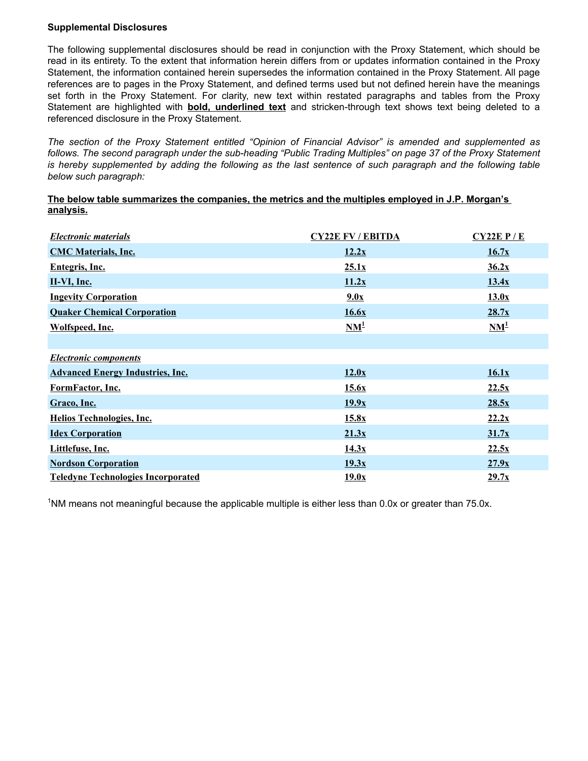**Supplemental Disclosures**

The following supplemental disclosures should be read in conjunction with the Proxy Statement, which should be read in its entirety. To the extent that information herein differs from or updates information contained in the Proxy Statement, the information contained herein supersedes the information contained in the Proxy Statement. All page references are to pages in the Proxy Statement, and defined terms used but not defined herein have the meanings set forth in the Proxy Statement. For clarity, new text within restated paragraphs and tables from the Proxy Statement are highlighted with **bold, underlined text** and stricken-through text shows text being deleted to a referenced disclosure in the Proxy Statement.

*The section of the Proxy Statement entitled "Opinion of Financial Advisor" is amended and supplemented as follows. The second paragraph under the sub-heading "Public Trading Multiples" on page 37 of the Proxy Statement is hereby supplemented by adding the following as the last sentence of such paragraph and the following table below such paragraph:*

**The below table summarizes the companies, the metrics and the multiples employed in J.P. Morgan's analysis.**

| *Electronic materials* | CY22E FV / EBITDA | CY22E P / E |
|---|---|---|
| **CMC Materials, Inc.** | **12.2x** | **16.7x** |
| **Entegris, Inc.** | **25.1x** | **36.2x** |
| **II-VI, Inc.** | **11.2x** | **13.4x** |
| **Ingevity Corporation** | **9.0x** | **13.0x** |
| **Quaker Chemical Corporation** | **16.6x** | **28.7x** |
| **Wolfspeed, Inc.** | **NM[1]** | **NM[1]** |
| | | |
| *Electronic components* | | |
| **Advanced Energy Industries, Inc.** | **12.0x** | **16.1x** |
| **FormFactor, Inc.** | **15.6x** | **22.5x** |
| **Graco, Inc.** | **19.9x** | **28.5x** |
| **Helios Technologies, Inc.** | **15.8x** | **22.2x** |
| **Idex Corporation** | **21.3x** | **31.7x** |
| **Littlefuse, Inc.** | **14.3x** | **22.5x** |
| **Nordson Corporation** | **19.3x** | **27.9x** |
| **Teledyne Technologies Incorporated** | **19.0x** | **29.7x** |

[1]NM means not meaningful because the applicable multiple is either less than 0.0x or greater than 75.0x.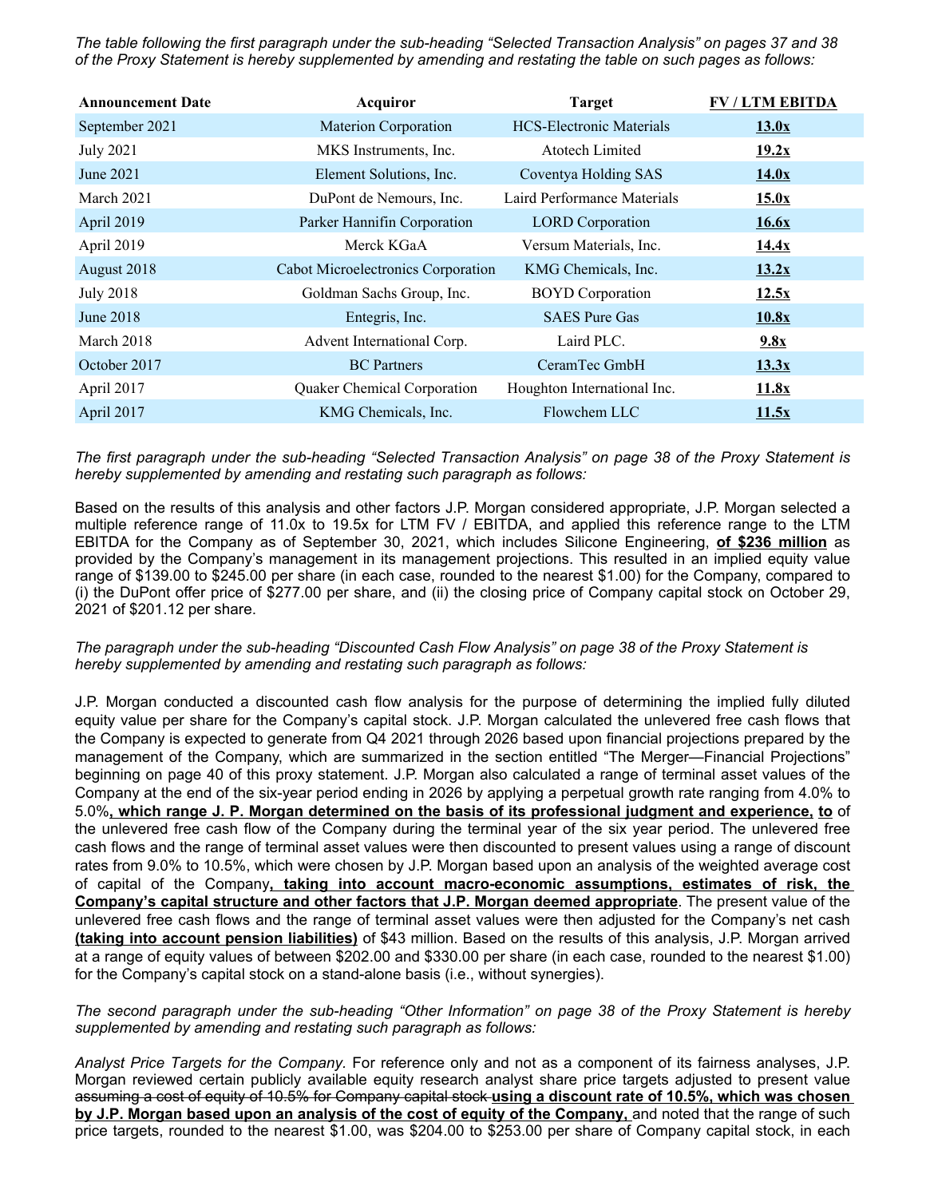*The table following the first paragraph under the sub-heading "Selected Transaction Analysis" on pages 37 and 38 of the Proxy Statement is hereby supplemented by amending and restating the table on such pages as follows:*

| Announcement Date | Acquiror | Target | FV / LTM EBITDA |
|---|---|---|---|
| September 2021 | Materion Corporation | HCS-Electronic Materials | **13.0x** |
| July 2021 | MKS Instruments, Inc. | Atotech Limited | **19.2x** |
| June 2021 | Element Solutions, Inc. | Coventya Holding SAS | **14.0x** |
| March 2021 | DuPont de Nemours, Inc. | Laird Performance Materials | **15.0x** |
| April 2019 | Parker Hannifin Corporation | LORD Corporation | **16.6x** |
| April 2019 | Merck KGaA | Versum Materials, Inc. | **14.4x** |
| August 2018 | Cabot Microelectronics Corporation | KMG Chemicals, Inc. | **13.2x** |
| July 2018 | Goldman Sachs Group, Inc. | BOYD Corporation | **12.5x** |
| June 2018 | Entegris, Inc. | SAES Pure Gas | **10.8x** |
| March 2018 | Advent International Corp. | Laird PLC. | **9.8x** |
| October 2017 | BC Partners | CeramTec GmbH | **13.3x** |
| April 2017 | Quaker Chemical Corporation | Houghton International Inc. | **11.8x** |
| April 2017 | KMG Chemicals, Inc. | Flowchem LLC | **11.5x** |

*The first paragraph under the sub-heading "Selected Transaction Analysis" on page 38 of the Proxy Statement is hereby supplemented by amending and restating such paragraph as follows:*

Based on the results of this analysis and other factors J.P. Morgan considered appropriate, J.P. Morgan selected a multiple reference range of 11.0x to 19.5x for LTM FV / EBITDA, and applied this reference range to the LTM EBITDA for the Company as of September 30, 2021, which includes Silicone Engineering, **of $236 million** as provided by the Company's management in its management projections. This resulted in an implied equity value range of $139.00 to $245.00 per share (in each case, rounded to the nearest $1.00) for the Company, compared to (i) the DuPont offer price of $277.00 per share, and (ii) the closing price of Company capital stock on October 29, 2021 of $201.12 per share.

*The paragraph under the sub-heading "Discounted Cash Flow Analysis" on page 38 of the Proxy Statement is hereby supplemented by amending and restating such paragraph as follows:*

J.P. Morgan conducted a discounted cash flow analysis for the purpose of determining the implied fully diluted equity value per share for the Company's capital stock. J.P. Morgan calculated the unlevered free cash flows that the Company is expected to generate from Q4 2021 through 2026 based upon financial projections prepared by the management of the Company, which are summarized in the section entitled "The Merger—Financial Projections" beginning on page 40 of this proxy statement. J.P. Morgan also calculated a range of terminal asset values of the Company at the end of the six-year period ending in 2026 by applying a perpetual growth rate ranging from 4.0% to 5.0%**, which range J. P. Morgan determined on the basis of its professional judgment and experience, to** of the unlevered free cash flow of the Company during the terminal year of the six year period. The unlevered free cash flows and the range of terminal asset values were then discounted to present values using a range of discount rates from 9.0% to 10.5%, which were chosen by J.P. Morgan based upon an analysis of the weighted average cost of capital of the Company**, taking into account macro-economic assumptions, estimates of risk, the Company's capital structure and other factors that J.P. Morgan deemed appropriate**. The present value of the unlevered free cash flows and the range of terminal asset values were then adjusted for the Company's net cash **(taking into account pension liabilities)** of $43 million. Based on the results of this analysis, J.P. Morgan arrived at a range of equity values of between $202.00 and $330.00 per share (in each case, rounded to the nearest $1.00) for the Company's capital stock on a stand-alone basis (i.e., without synergies).

*The second paragraph under the sub-heading "Other Information" on page 38 of the Proxy Statement is hereby supplemented by amending and restating such paragraph as follows:*

*Analyst Price Targets for the Company.* For reference only and not as a component of its fairness analyses, J.P. Morgan reviewed certain publicly available equity research analyst share price targets adjusted to present value ~~assuming a cost of equity of 10.5% for Company capital stock~~ **using a discount rate of 10.5%, which was chosen by J.P. Morgan based upon an analysis of the cost of equity of the Company,** and noted that the range of such price targets, rounded to the nearest $1.00, was $204.00 to $253.00 per share of Company capital stock, in each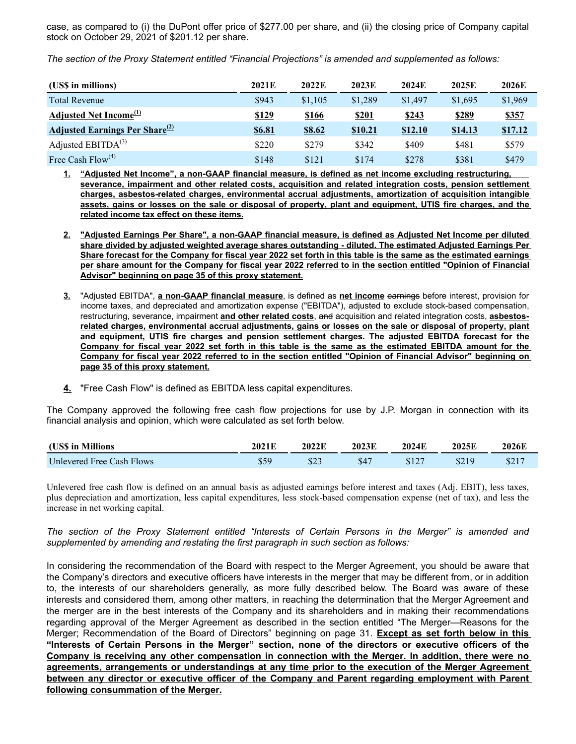case, as compared to (i) the DuPont offer price of $277.00 per share, and (ii) the closing price of Company capital stock on October 29, 2021 of $201.12 per share.

*The section of the Proxy Statement entitled "Financial Projections" is amended and supplemented as follows:*

| (US$ in millions) | 2021E | 2022E | 2023E | 2024E | 2025E | 2026E |
|---|---|---|---|---|---|---|
| Total Revenue | $943 | $1,105 | $1,289 | $1,497 | $1,695 | $1,969 |
| **Adjusted Net Income[(1)]** | **$129** | **$166** | **$201** | **$243** | **$289** | **$357** |
| **Adjusted Earnings Per Share[(2)]** | **$6.81** | **$8.62** | **$10.21** | **$12.10** | **$14.13** | **$17.12** |
| Adjusted EBITDA[(3)] | $220 | $279 | $342 | $409 | $481 | $579 |
| Free Cash Flow[(4)] | $148 | $121 | $174 | $278 | $381 | $479 |

1. **"Adjusted Net Income", a non-GAAP financial measure, is defined as net income excluding restructuring, severance, impairment and other related costs, acquisition and related integration costs, pension settlement charges, asbestos-related charges, environmental accrual adjustments, amortization of acquisition intangible assets, gains or losses on the sale or disposal of property, plant and equipment, UTIS fire charges, and the related income tax effect on these items.**

2. **"Adjusted Earnings Per Share", a non-GAAP financial measure, is defined as Adjusted Net Income per diluted share divided by adjusted weighted average shares outstanding - diluted. The estimated Adjusted Earnings Per Share forecast for the Company for fiscal year 2022 set forth in this table is the same as the estimated earnings per share amount for the Company for fiscal year 2022 referred to in the section entitled "Opinion of Financial Advisor" beginning on page 35 of this proxy statement.**

3. "Adjusted EBITDA", **a non-GAAP financial measure**, is defined as **net income** ~~earnings~~ before interest, provision for income taxes, and depreciated and amortization expense ("EBITDA"), adjusted to exclude stock-based compensation, restructuring, severance, impairment **and other related costs**, ~~and~~ acquisition and related integration costs, **asbestos-related charges, environmental accrual adjustments, gains or losses on the sale or disposal of property, plant and equipment, UTIS fire charges and pension settlement charges. The adjusted EBITDA forecast for the Company for fiscal year 2022 set forth in this table is the same as the estimated EBITDA amount for the Company for fiscal year 2022 referred to in the section entitled "Opinion of Financial Advisor" beginning on page 35 of this proxy statement.**

4. "Free Cash Flow" is defined as EBITDA less capital expenditures.

The Company approved the following free cash flow projections for use by J.P. Morgan in connection with its financial analysis and opinion, which were calculated as set forth below.

| (US$ in Millions | 2021E | 2022E | 2023E | 2024E | 2025E | 2026E |
|---|---|---|---|---|---|---|
| Unlevered Free Cash Flows | $59 | $23 | $47 | $127 | $219 | $217 |

Unlevered free cash flow is defined on an annual basis as adjusted earnings before interest and taxes (Adj. EBIT), less taxes, plus depreciation and amortization, less capital expenditures, less stock-based compensation expense (net of tax), and less the increase in net working capital.

*The section of the Proxy Statement entitled "Interests of Certain Persons in the Merger" is amended and supplemented by amending and restating the first paragraph in such section as follows:*

In considering the recommendation of the Board with respect to the Merger Agreement, you should be aware that the Company's directors and executive officers have interests in the merger that may be different from, or in addition to, the interests of our shareholders generally, as more fully described below. The Board was aware of these interests and considered them, among other matters, in reaching the determination that the Merger Agreement and the merger are in the best interests of the Company and its shareholders and in making their recommendations regarding approval of the Merger Agreement as described in the section entitled "The Merger—Reasons for the Merger; Recommendation of the Board of Directors" beginning on page 31. **Except as set forth below in this "Interests of Certain Persons in the Merger" section, none of the directors or executive officers of the Company is receiving any other compensation in connection with the Merger. In addition, there were no agreements, arrangements or understandings at any time prior to the execution of the Merger Agreement between any director or executive officer of the Company and Parent regarding employment with Parent following consummation of the Merger.**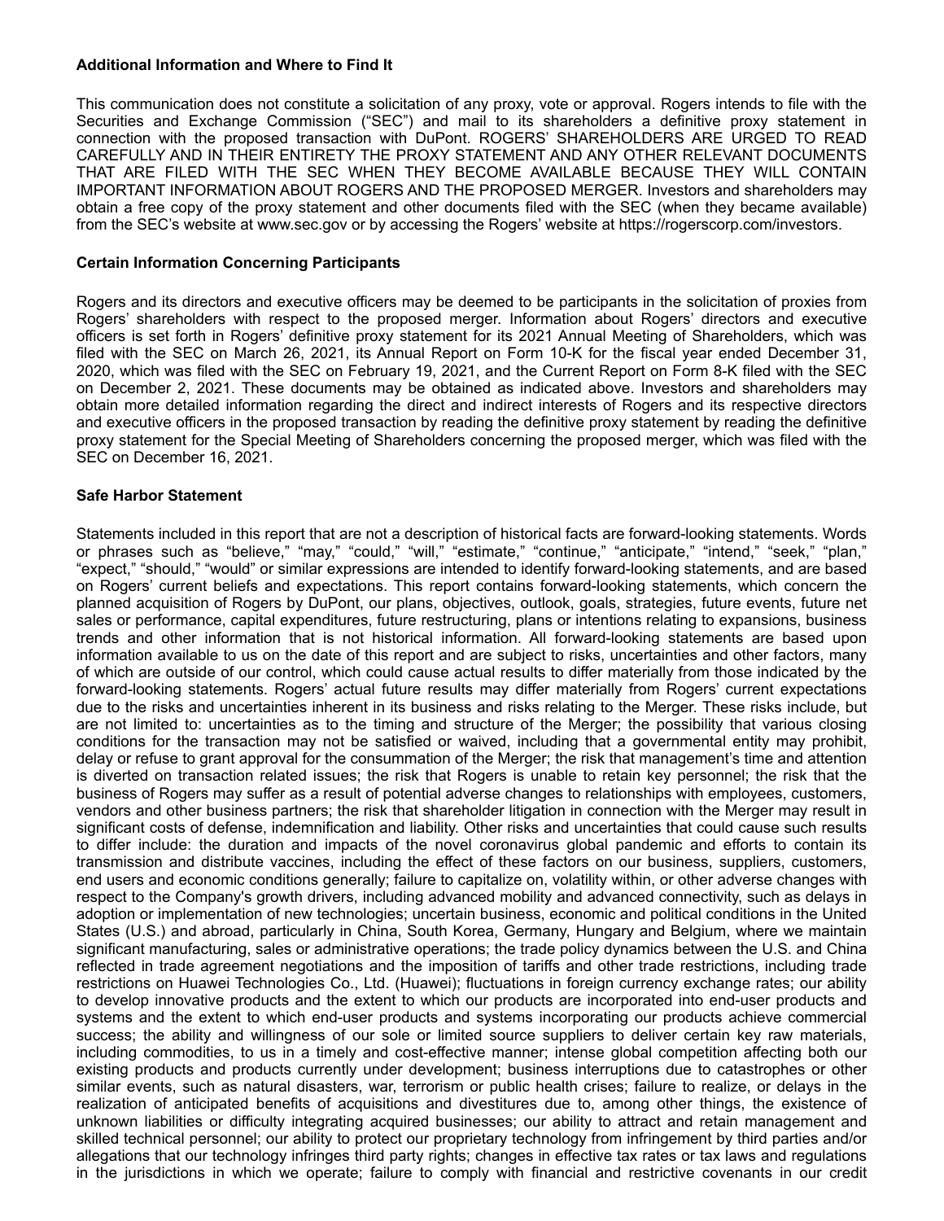**Additional Information and Where to Find It**

This communication does not constitute a solicitation of any proxy, vote or approval. Rogers intends to file with the Securities and Exchange Commission ("SEC") and mail to its shareholders a definitive proxy statement in connection with the proposed transaction with DuPont. ROGERS' SHAREHOLDERS ARE URGED TO READ CAREFULLY AND IN THEIR ENTIRETY THE PROXY STATEMENT AND ANY OTHER RELEVANT DOCUMENTS THAT ARE FILED WITH THE SEC WHEN THEY BECOME AVAILABLE BECAUSE THEY WILL CONTAIN IMPORTANT INFORMATION ABOUT ROGERS AND THE PROPOSED MERGER. Investors and shareholders may obtain a free copy of the proxy statement and other documents filed with the SEC (when they became available) from the SEC's website at www.sec.gov or by accessing the Rogers' website at https://rogerscorp.com/investors.

**Certain Information Concerning Participants**

Rogers and its directors and executive officers may be deemed to be participants in the solicitation of proxies from Rogers' shareholders with respect to the proposed merger. Information about Rogers' directors and executive officers is set forth in Rogers' definitive proxy statement for its 2021 Annual Meeting of Shareholders, which was filed with the SEC on March 26, 2021, its Annual Report on Form 10-K for the fiscal year ended December 31, 2020, which was filed with the SEC on February 19, 2021, and the Current Report on Form 8-K filed with the SEC on December 2, 2021. These documents may be obtained as indicated above. Investors and shareholders may obtain more detailed information regarding the direct and indirect interests of Rogers and its respective directors and executive officers in the proposed transaction by reading the definitive proxy statement by reading the definitive proxy statement for the Special Meeting of Shareholders concerning the proposed merger, which was filed with the SEC on December 16, 2021.

**Safe Harbor Statement**

Statements included in this report that are not a description of historical facts are forward-looking statements. Words or phrases such as "believe," "may," "could," "will," "estimate," "continue," "anticipate," "intend," "seek," "plan," "expect," "should," "would" or similar expressions are intended to identify forward-looking statements, and are based on Rogers' current beliefs and expectations. This report contains forward-looking statements, which concern the planned acquisition of Rogers by DuPont, our plans, objectives, outlook, goals, strategies, future events, future net sales or performance, capital expenditures, future restructuring, plans or intentions relating to expansions, business trends and other information that is not historical information. All forward-looking statements are based upon information available to us on the date of this report and are subject to risks, uncertainties and other factors, many of which are outside of our control, which could cause actual results to differ materially from those indicated by the forward-looking statements. Rogers' actual future results may differ materially from Rogers' current expectations due to the risks and uncertainties inherent in its business and risks relating to the Merger. These risks include, but are not limited to: uncertainties as to the timing and structure of the Merger; the possibility that various closing conditions for the transaction may not be satisfied or waived, including that a governmental entity may prohibit, delay or refuse to grant approval for the consummation of the Merger; the risk that management's time and attention is diverted on transaction related issues; the risk that Rogers is unable to retain key personnel; the risk that the business of Rogers may suffer as a result of potential adverse changes to relationships with employees, customers, vendors and other business partners; the risk that shareholder litigation in connection with the Merger may result in significant costs of defense, indemnification and liability. Other risks and uncertainties that could cause such results to differ include: the duration and impacts of the novel coronavirus global pandemic and efforts to contain its transmission and distribute vaccines, including the effect of these factors on our business, suppliers, customers, end users and economic conditions generally; failure to capitalize on, volatility within, or other adverse changes with respect to the Company's growth drivers, including advanced mobility and advanced connectivity, such as delays in adoption or implementation of new technologies; uncertain business, economic and political conditions in the United States (U.S.) and abroad, particularly in China, South Korea, Germany, Hungary and Belgium, where we maintain significant manufacturing, sales or administrative operations; the trade policy dynamics between the U.S. and China reflected in trade agreement negotiations and the imposition of tariffs and other trade restrictions, including trade restrictions on Huawei Technologies Co., Ltd. (Huawei); fluctuations in foreign currency exchange rates; our ability to develop innovative products and the extent to which our products are incorporated into end-user products and systems and the extent to which end-user products and systems incorporating our products achieve commercial success; the ability and willingness of our sole or limited source suppliers to deliver certain key raw materials, including commodities, to us in a timely and cost-effective manner; intense global competition affecting both our existing products and products currently under development; business interruptions due to catastrophes or other similar events, such as natural disasters, war, terrorism or public health crises; failure to realize, or delays in the realization of anticipated benefits of acquisitions and divestitures due to, among other things, the existence of unknown liabilities or difficulty integrating acquired businesses; our ability to attract and retain management and skilled technical personnel; our ability to protect our proprietary technology from infringement by third parties and/or allegations that our technology infringes third party rights; changes in effective tax rates or tax laws and regulations in the jurisdictions in which we operate; failure to comply with financial and restrictive covenants in our credit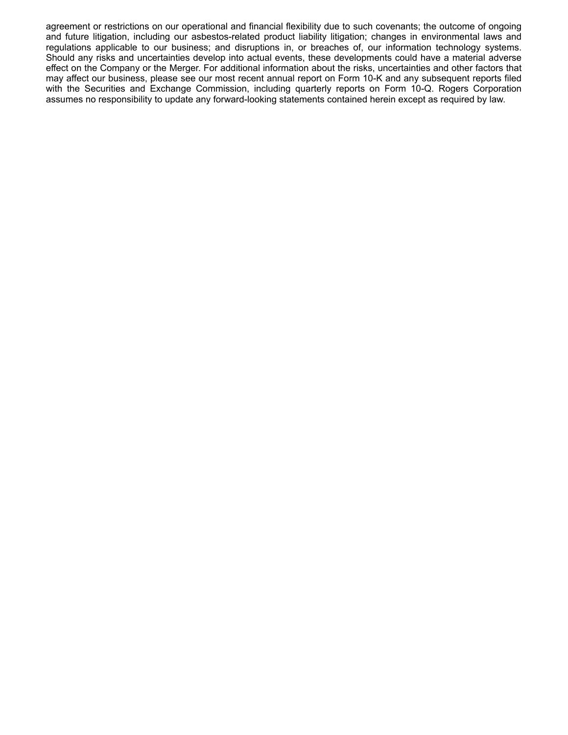agreement or restrictions on our operational and financial flexibility due to such covenants; the outcome of ongoing and future litigation, including our asbestos-related product liability litigation; changes in environmental laws and regulations applicable to our business; and disruptions in, or breaches of, our information technology systems. Should any risks and uncertainties develop into actual events, these developments could have a material adverse effect on the Company or the Merger. For additional information about the risks, uncertainties and other factors that may affect our business, please see our most recent annual report on Form 10-K and any subsequent reports filed with the Securities and Exchange Commission, including quarterly reports on Form 10-Q. Rogers Corporation assumes no responsibility to update any forward-looking statements contained herein except as required by law.